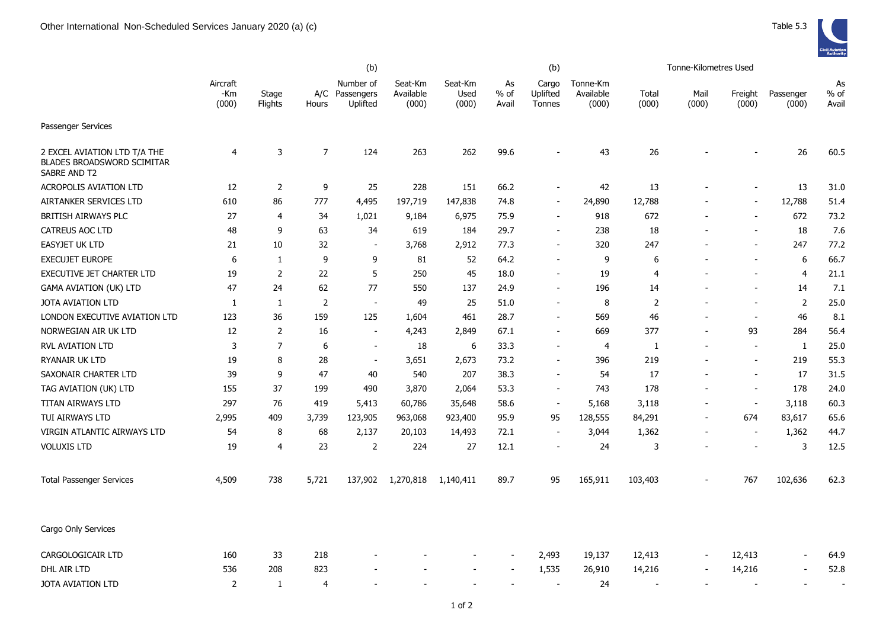# Other International Non-Scheduled Services January 2020 (a) (c)

Table 5.3

| | Aircraft -Km (000) | Stage Flights | A/C Hours | (b) Number of Passengers Uplifted | Seat-Km Available (000) | Seat-Km Used (000) | As % of Avail | (b) Cargo Uplifted Tonnes | Tonne-Km Available (000) | Tonne-Kilometres Used Total (000) | Mail (000) | Freight (000) | Passenger (000) | As % of Avail |
|---|---|---|---|---|---|---|---|---|---|---|---|---|---|---|
| **Passenger Services** | | | | | | | | | | | | | | |
| 2 EXCEL AVIATION LTD T/A THE BLADES BROADSWORD SCIMITAR SABRE AND T2 | 4 | 3 | 7 | 124 | 263 | 262 | 99.6 | - | 43 | 26 | - | - | 26 | 60.5 |
| ACROPOLIS AVIATION LTD | 12 | 2 | 9 | 25 | 228 | 151 | 66.2 | - | 42 | 13 | - | - | 13 | 31.0 |
| AIRTANKER SERVICES LTD | 610 | 86 | 777 | 4,495 | 197,719 | 147,838 | 74.8 | - | 24,890 | 12,788 | - | - | 12,788 | 51.4 |
| BRITISH AIRWAYS PLC | 27 | 4 | 34 | 1,021 | 9,184 | 6,975 | 75.9 | - | 918 | 672 | - | - | 672 | 73.2 |
| CATREUS AOC LTD | 48 | 9 | 63 | 34 | 619 | 184 | 29.7 | - | 238 | 18 | - | - | 18 | 7.6 |
| EASYJET UK LTD | 21 | 10 | 32 | - | 3,768 | 2,912 | 77.3 | - | 320 | 247 | - | - | 247 | 77.2 |
| EXECUJET EUROPE | 6 | 1 | 9 | 9 | 81 | 52 | 64.2 | - | 9 | 6 | - | - | 6 | 66.7 |
| EXECUTIVE JET CHARTER LTD | 19 | 2 | 22 | 5 | 250 | 45 | 18.0 | - | 19 | 4 | - | - | 4 | 21.1 |
| GAMA AVIATION (UK) LTD | 47 | 24 | 62 | 77 | 550 | 137 | 24.9 | - | 196 | 14 | - | - | 14 | 7.1 |
| JOTA AVIATION LTD | 1 | 1 | 2 | - | 49 | 25 | 51.0 | - | 8 | 2 | - | - | 2 | 25.0 |
| LONDON EXECUTIVE AVIATION LTD | 123 | 36 | 159 | 125 | 1,604 | 461 | 28.7 | - | 569 | 46 | - | - | 46 | 8.1 |
| NORWEGIAN AIR UK LTD | 12 | 2 | 16 | - | 4,243 | 2,849 | 67.1 | - | 669 | 377 | - | 93 | 284 | 56.4 |
| RVL AVIATION LTD | 3 | 7 | 6 | - | 18 | 6 | 33.3 | - | 4 | 1 | - | - | 1 | 25.0 |
| RYANAIR UK LTD | 19 | 8 | 28 | - | 3,651 | 2,673 | 73.2 | - | 396 | 219 | - | - | 219 | 55.3 |
| SAXONAIR CHARTER LTD | 39 | 9 | 47 | 40 | 540 | 207 | 38.3 | - | 54 | 17 | - | - | 17 | 31.5 |
| TAG AVIATION (UK) LTD | 155 | 37 | 199 | 490 | 3,870 | 2,064 | 53.3 | - | 743 | 178 | - | - | 178 | 24.0 |
| TITAN AIRWAYS LTD | 297 | 76 | 419 | 5,413 | 60,786 | 35,648 | 58.6 | - | 5,168 | 3,118 | - | - | 3,118 | 60.3 |
| TUI AIRWAYS LTD | 2,995 | 409 | 3,739 | 123,905 | 963,068 | 923,400 | 95.9 | 95 | 128,555 | 84,291 | - | 674 | 83,617 | 65.6 |
| VIRGIN ATLANTIC AIRWAYS LTD | 54 | 8 | 68 | 2,137 | 20,103 | 14,493 | 72.1 | - | 3,044 | 1,362 | - | - | 1,362 | 44.7 |
| VOLUXIS LTD | 19 | 4 | 23 | 2 | 224 | 27 | 12.1 | - | 24 | 3 | - | - | 3 | 12.5 |
| Total Passenger Services | 4,509 | 738 | 5,721 | 137,902 | 1,270,818 | 1,140,411 | 89.7 | 95 | 165,911 | 103,403 | - | 767 | 102,636 | 62.3 |
| **Cargo Only Services** | | | | | | | | | | | | | | |
| CARGOLOGICAIR LTD | 160 | 33 | 218 | - | - | - | - | 2,493 | 19,137 | 12,413 | - | 12,413 | - | 64.9 |
| DHL AIR LTD | 536 | 208 | 823 | - | - | - | - | 1,535 | 26,910 | 14,216 | - | 14,216 | - | 52.8 |
| JOTA AVIATION LTD | 2 | 1 | 4 | - | - | - | - | - | 24 | - | - | - | - | - |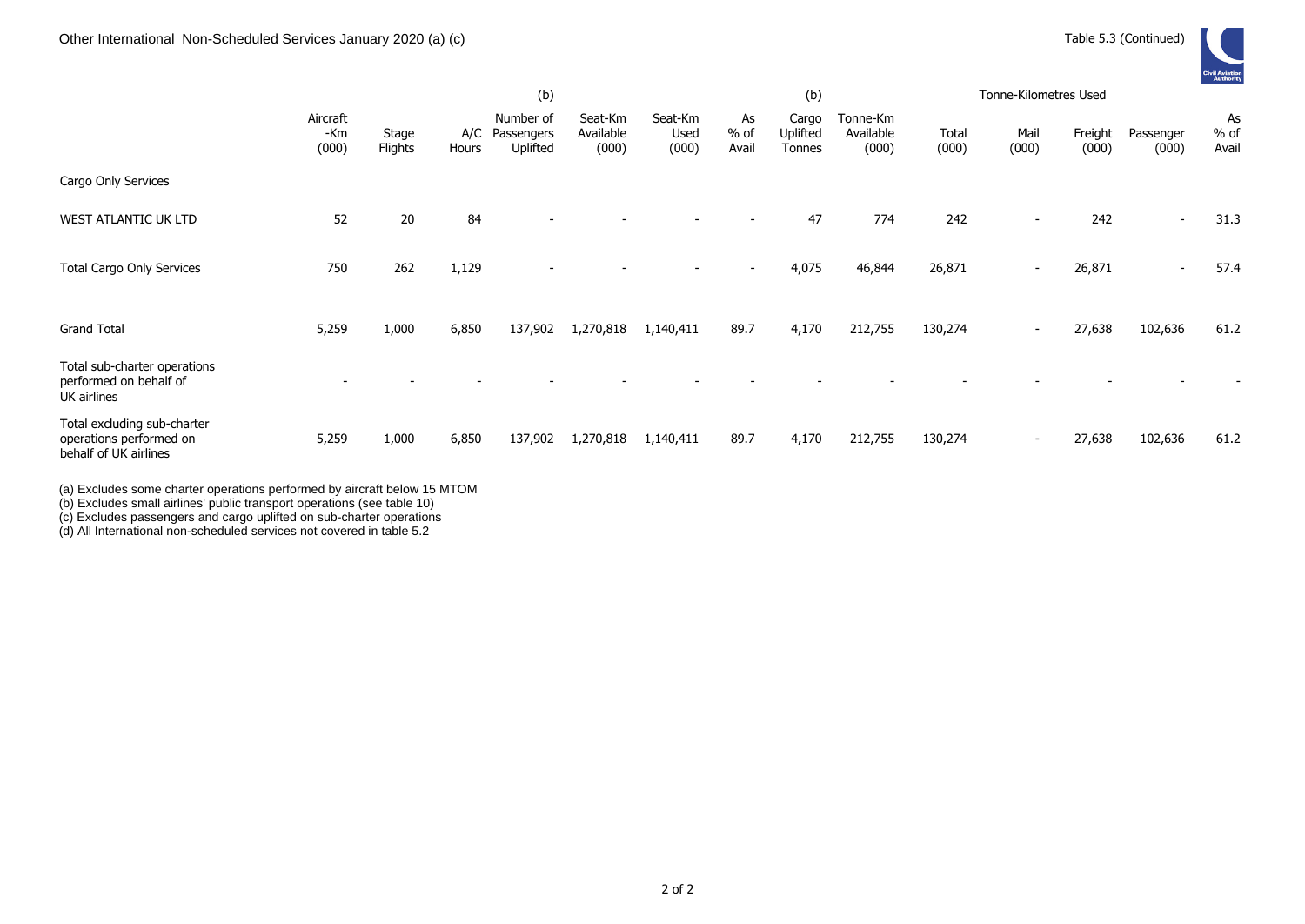Other International Non-Scheduled Services January 2020 (a) (c)

Table 5.3 (Continued)

| | Aircraft -Km (000) | Stage Flights | A/C Hours | (b) Number of Passengers Uplifted | Seat-Km Available (000) | Seat-Km Used (000) | As % of Avail | (b) Cargo Uplifted Tonnes | Tonne-Km Available (000) | Tonne-Kilometres Used Total (000) | Mail (000) | Freight (000) | Passenger (000) | As % of Avail |
|---|---|---|---|---|---|---|---|---|---|---|---|---|---|---|
| Cargo Only Services | | | | | | | | | | | | | | |
| WEST ATLANTIC UK LTD | 52 | 20 | 84 | - | - | - | - | 47 | 774 | 242 | - | 242 | - | 31.3 |
| Total Cargo Only Services | 750 | 262 | 1,129 | - | - | - | - | 4,075 | 46,844 | 26,871 | - | 26,871 | - | 57.4 |
| Grand Total | 5,259 | 1,000 | 6,850 | 137,902 | 1,270,818 | 1,140,411 | 89.7 | 4,170 | 212,755 | 130,274 | - | 27,638 | 102,636 | 61.2 |
| Total sub-charter operations performed on behalf of UK airlines | - | - | - | - | - | - | - | - | - | - | - | - | - | - |
| Total excluding sub-charter operations performed on behalf of UK airlines | 5,259 | 1,000 | 6,850 | 137,902 | 1,270,818 | 1,140,411 | 89.7 | 4,170 | 212,755 | 130,274 | - | 27,638 | 102,636 | 61.2 |

(a) Excludes some charter operations performed by aircraft below 15 MTOM
(b) Excludes small airlines' public transport operations (see table 10)
(c) Excludes passengers and cargo uplifted on sub-charter operations
(d) All International non-scheduled services not covered in table 5.2